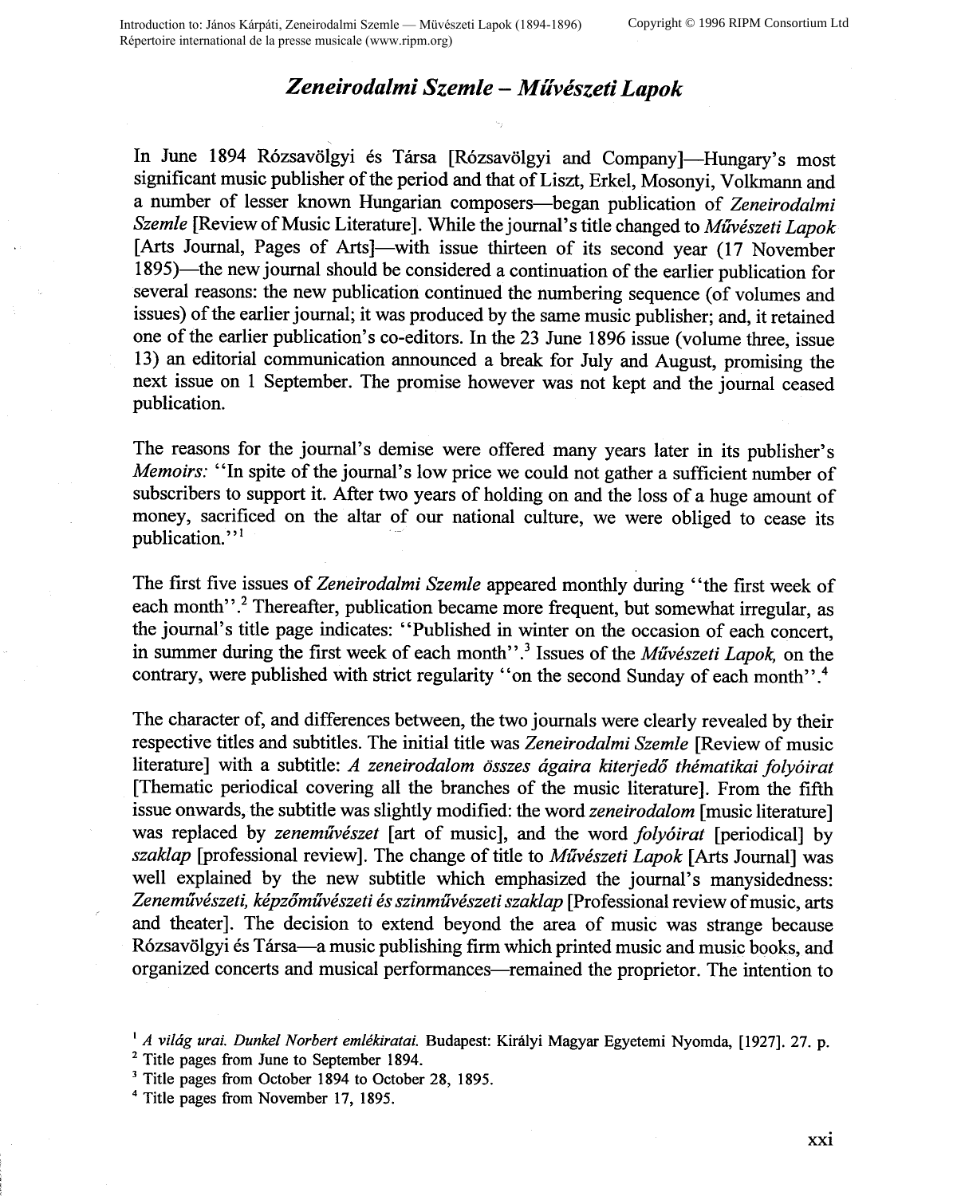# *Zeneirodalmi Szemle – Művészeti Lapok*

In June 1894 Rózsavölgyi és Társa [Rózsavölgyi and Company]—Hungary's most significant music publisher of the period and that of Liszt, Erkel, Mosonyi, Volkmann and a number of lesser known Hungarian composers—began publication of *Zeneirodalmi Szemle* [Review of Music Literature]. While the journal's title changed to *Művészeti Lapok* [Arts Journal, Pages of Arts]—with issue thirteen of its second year (17 November 1895)—the new journal should be considered a continuation of the earlier publication for several reasons: the new publication continued the numbering sequence (of volumes and issues) of the earlier journal; it was produced by the same music publisher; and, it retained one of the earlier publication's co-editors. In the 23 June 1896 issue (volume three, issue 13) an editorial communication announced a break for July and August, promising the next issue on 1 September. The promise however was not kept and the journal ceased publication.

The reasons for the journal's demise were offered many years later in its publisher's *Memoirs:* "In spite of the journal's low price we could not gather a sufficient number of subscribers to support it. After two years of holding on and the loss of a huge amount of money, sacrificed on the altar of our national culture, we were obliged to cease its publication."[1]

The first five issues of *Zeneirodalmi Szemle* appeared monthly during "the first week of each month".[2] Thereafter, publication became more frequent, but somewhat irregular, as the journal's title page indicates: "Published in winter on the occasion of each concert, in summer during the first week of each month".[3] Issues of the *Művészeti Lapok,* on the contrary, were published with strict regularity "on the second Sunday of each month".[4]

The character of, and differences between, the two journals were clearly revealed by their respective titles and subtitles. The initial title was *Zeneirodalmi Szemle* [Review of music literature] with a subtitle: *A zeneirodalom összes ágaira kiterjedő thématikai folyóirat* [Thematic periodical covering all the branches of the music literature]. From the fifth issue onwards, the subtitle was slightly modified: the word *zeneirodalom* [music literature] was replaced by *zeneművészet* [art of music], and the word *folyóirat* [periodical] by *szaklap* [professional review]. The change of title to *Művészeti Lapok* [Arts Journal] was well explained by the new subtitle which emphasized the journal's manysidedness: *Zeneművészeti, képzőművészeti és szinművészeti szaklap* [Professional review of music, arts and theater]. The decision to extend beyond the area of music was strange because Rózsavölgyi és Társa—a music publishing firm which printed music and music books, and organized concerts and musical performances—remained the proprietor. The intention to

---

[1] *A világ urai. Dunkel Norbert emlékiratai.* Budapest: Királyi Magyar Egyetemi Nyomda, [1927]. 27. p.

[2] Title pages from June to September 1894.

[3] Title pages from October 1894 to October 28, 1895.

[4] Title pages from November 17, 1895.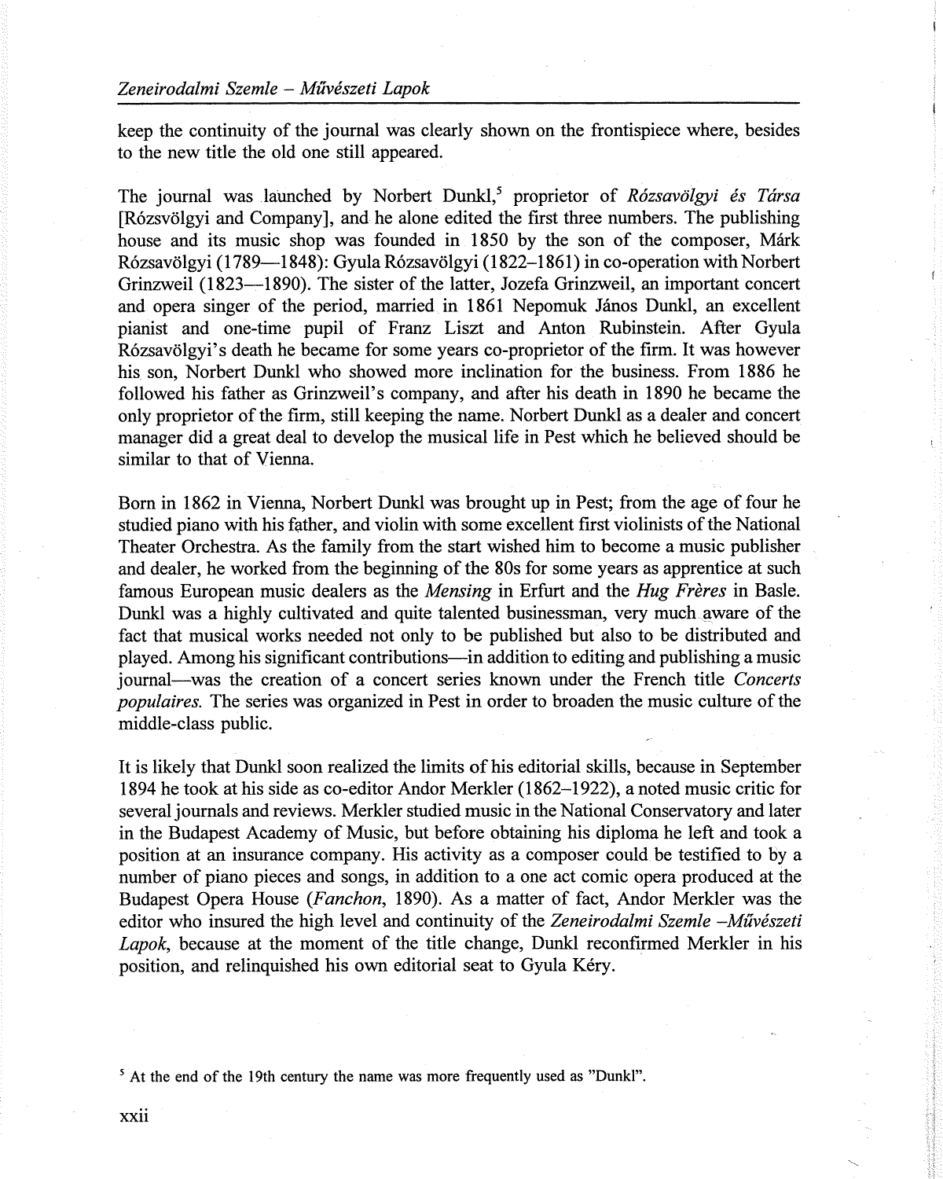keep the continuity of the journal was clearly shown on the frontispiece where, besides to the new title the old one still appeared.

The journal was launched by Norbert Dunkl,[5] proprietor of *Rózsavölgyi és Társa* [Rózsvölgyi and Company], and he alone edited the first three numbers. The publishing house and its music shop was founded in 1850 by the son of the composer, Márk Rózsavölgyi (1789—1848): Gyula Rózsavölgyi (1822–1861) in co-operation with Norbert Grinzweil (1823—1890). The sister of the latter, Jozefa Grinzweil, an important concert and opera singer of the period, married in 1861 Nepomuk János Dunkl, an excellent pianist and one-time pupil of Franz Liszt and Anton Rubinstein. After Gyula Rózsavölgyi's death he became for some years co-proprietor of the firm. It was however his son, Norbert Dunkl who showed more inclination for the business. From 1886 he followed his father as Grinzweil's company, and after his death in 1890 he became the only proprietor of the firm, still keeping the name. Norbert Dunkl as a dealer and concert manager did a great deal to develop the musical life in Pest which he believed should be similar to that of Vienna.

Born in 1862 in Vienna, Norbert Dunkl was brought up in Pest; from the age of four he studied piano with his father, and violin with some excellent first violinists of the National Theater Orchestra. As the family from the start wished him to become a music publisher and dealer, he worked from the beginning of the 80s for some years as apprentice at such famous European music dealers as the *Mensing* in Erfurt and the *Hug Frères* in Basle. Dunkl was a highly cultivated and quite talented businessman, very much aware of the fact that musical works needed not only to be published but also to be distributed and played. Among his significant contributions—in addition to editing and publishing a music journal—was the creation of a concert series known under the French title *Concerts populaires.* The series was organized in Pest in order to broaden the music culture of the middle-class public.

It is likely that Dunkl soon realized the limits of his editorial skills, because in September 1894 he took at his side as co-editor Andor Merkler (1862–1922), a noted music critic for several journals and reviews. Merkler studied music in the National Conservatory and later in the Budapest Academy of Music, but before obtaining his diploma he left and took a position at an insurance company. His activity as a composer could be testified to by a number of piano pieces and songs, in addition to a one act comic opera produced at the Budapest Opera House (*Fanchon*, 1890). As a matter of fact, Andor Merkler was the editor who insured the high level and continuity of the *Zeneirodalmi Szemle –Művészeti Lapok*, because at the moment of the title change, Dunkl reconfirmed Merkler in his position, and relinquished his own editorial seat to Gyula Kéry.

[5] At the end of the 19th century the name was more frequently used as "Dunkl".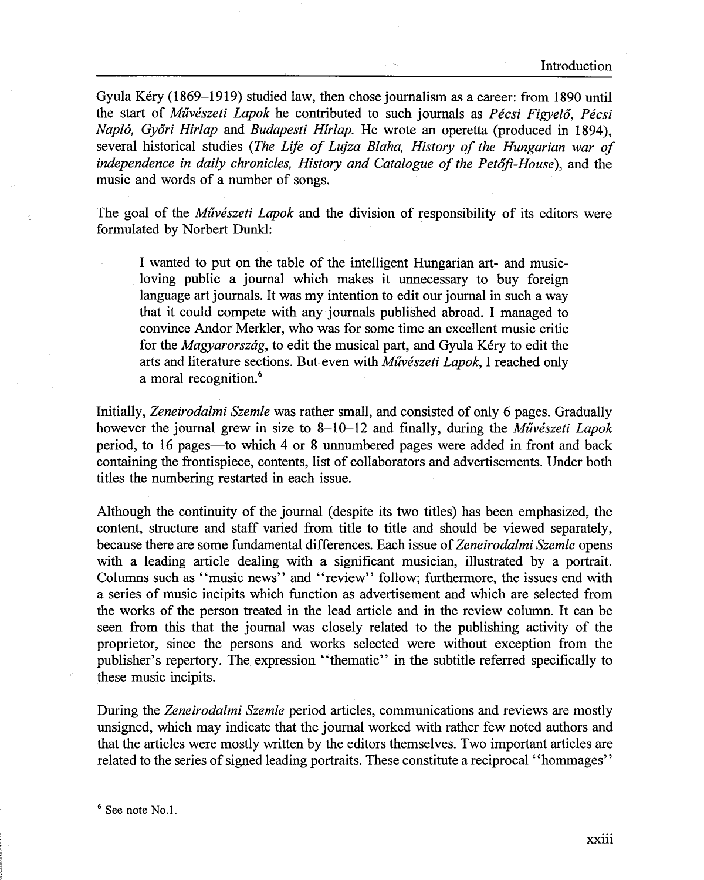Gyula Kéry (1869–1919) studied law, then chose journalism as a career: from 1890 until the start of *Művészeti Lapok* he contributed to such journals as *Pécsi Figyelő*, *Pécsi Napló*, *Győri Hírlap* and *Budapesti Hírlap*. He wrote an operetta (produced in 1894), several historical studies (*The Life of Lujza Blaha*, *History of the Hungarian war of independence in daily chronicles*, *History and Catalogue of the Petőfi-House*), and the music and words of a number of songs.

The goal of the *Művészeti Lapok* and the division of responsibility of its editors were formulated by Norbert Dunkl:

> I wanted to put on the table of the intelligent Hungarian art- and music-loving public a journal which makes it unnecessary to buy foreign language art journals. It was my intention to edit our journal in such a way that it could compete with any journals published abroad. I managed to convince Andor Merkler, who was for some time an excellent music critic for the *Magyarország*, to edit the musical part, and Gyula Kéry to edit the arts and literature sections. But even with *Művészeti Lapok*, I reached only a moral recognition.[6]

Initially, *Zeneirodalmi Szemle* was rather small, and consisted of only 6 pages. Gradually however the journal grew in size to 8–10–12 and finally, during the *Művészeti Lapok* period, to 16 pages—to which 4 or 8 unnumbered pages were added in front and back containing the frontispiece, contents, list of collaborators and advertisements. Under both titles the numbering restarted in each issue.

Although the continuity of the journal (despite its two titles) has been emphasized, the content, structure and staff varied from title to title and should be viewed separately, because there are some fundamental differences. Each issue of *Zeneirodalmi Szemle* opens with a leading article dealing with a significant musician, illustrated by a portrait. Columns such as "music news" and "review" follow; furthermore, the issues end with a series of music incipits which function as advertisement and which are selected from the works of the person treated in the lead article and in the review column. It can be seen from this that the journal was closely related to the publishing activity of the proprietor, since the persons and works selected were without exception from the publisher's repertory. The expression "thematic" in the subtitle referred specifically to these music incipits.

During the *Zeneirodalmi Szemle* period articles, communications and reviews are mostly unsigned, which may indicate that the journal worked with rather few noted authors and that the articles were mostly written by the editors themselves. Two important articles are related to the series of signed leading portraits. These constitute a reciprocal "hommages"

[6] See note No.1.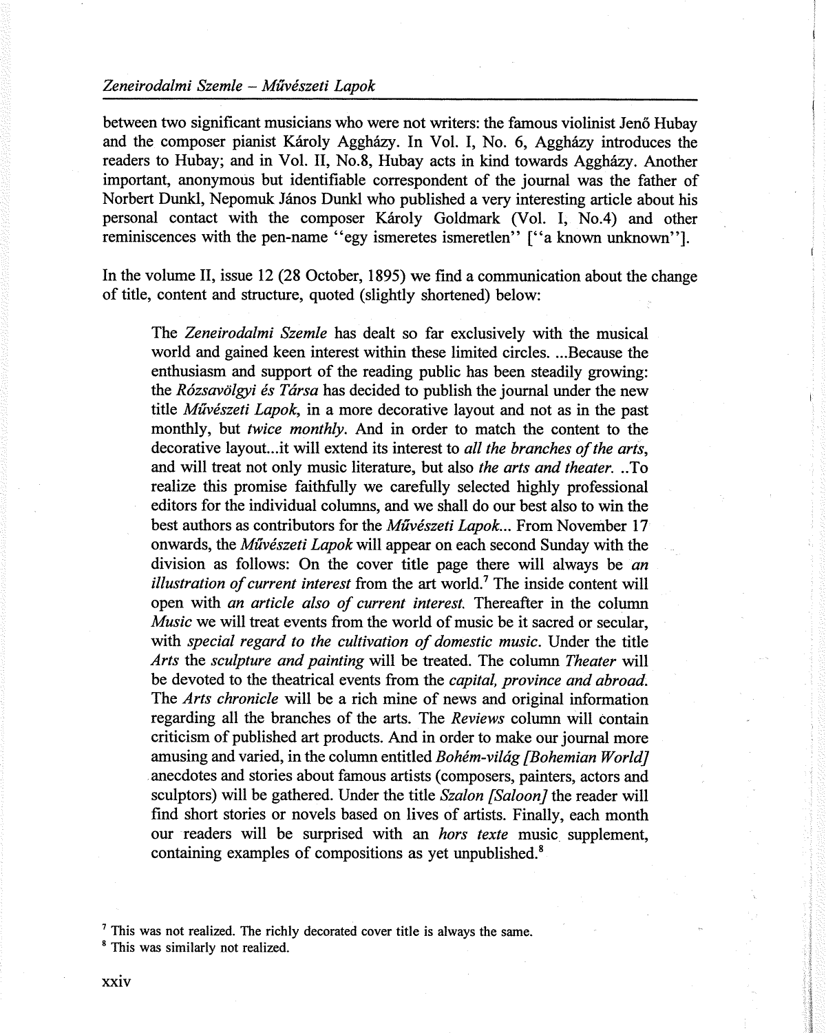between two significant musicians who were not writers: the famous violinist Jenő Hubay and the composer pianist Károly Aggházy. In Vol. I, No. 6, Aggházy introduces the readers to Hubay; and in Vol. II, No.8, Hubay acts in kind towards Aggházy. Another important, anonymous but identifiable correspondent of the journal was the father of Norbert Dunkl, Nepomuk János Dunkl who published a very interesting article about his personal contact with the composer Károly Goldmark (Vol. I, No.4) and other reminiscences with the pen-name ''egy ismeretes ismeretlen'' [''a known unknown''].

In the volume II, issue 12 (28 October, 1895) we find a communication about the change of title, content and structure, quoted (slightly shortened) below:

> The *Zeneirodalmi Szemle* has dealt so far exclusively with the musical world and gained keen interest within these limited circles. ...Because the enthusiasm and support of the reading public has been steadily growing: the *Rózsavölgyi és Társa* has decided to publish the journal under the new title *Művészeti Lapok*, in a more decorative layout and not as in the past monthly, but *twice monthly*. And in order to match the content to the decorative layout...it will extend its interest to *all the branches of the arts*, and will treat not only music literature, but also *the arts and theater*. ..To realize this promise faithfully we carefully selected highly professional editors for the individual columns, and we shall do our best also to win the best authors as contributors for the *Művészeti Lapok*... From November 17 onwards, the *Művészeti Lapok* will appear on each second Sunday with the division as follows: On the cover title page there will always be *an illustration of current interest* from the art world.[7] The inside content will open with *an article also of current interest*. Thereafter in the column *Music* we will treat events from the world of music be it sacred or secular, with *special regard to the cultivation of domestic music*. Under the title *Arts* the *sculpture and painting* will be treated. The column *Theater* will be devoted to the theatrical events from the *capital, province and abroad*. The *Arts chronicle* will be a rich mine of news and original information regarding all the branches of the arts. The *Reviews* column will contain criticism of published art products. And in order to make our journal more amusing and varied, in the column entitled *Bohém-világ [Bohemian World]* anecdotes and stories about famous artists (composers, painters, actors and sculptors) will be gathered. Under the title *Szalon [Saloon]* the reader will find short stories or novels based on lives of artists. Finally, each month our readers will be surprised with an *hors texte* music supplement, containing examples of compositions as yet unpublished.[8]

[7] This was not realized. The richly decorated cover title is always the same.

[8] This was similarly not realized.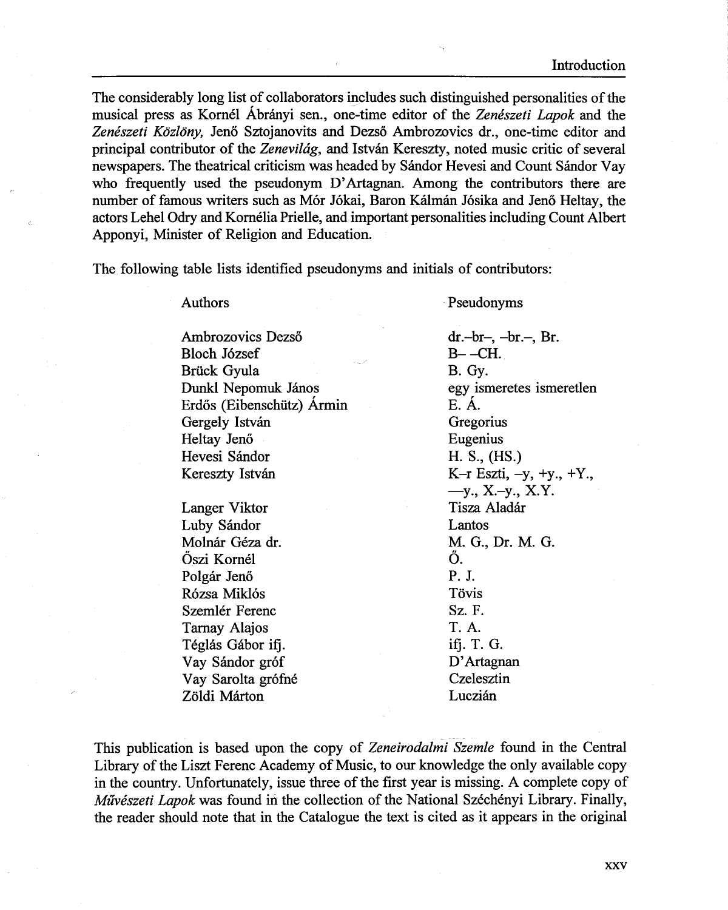The considerably long list of collaborators includes such distinguished personalities of the musical press as Kornél Ábrányi sen., one-time editor of the *Zenészeti Lapok* and the *Zenészeti Közlöny,* Jenő Sztojanovits and Dezső Ambrozovics dr., one-time editor and principal contributor of the *Zenevilág*, and István Kereszty, noted music critic of several newspapers. The theatrical criticism was headed by Sándor Hevesi and Count Sándor Vay who frequently used the pseudonym D'Artagnan. Among the contributors there are number of famous writers such as Mór Jókai, Baron Kálmán Jósika and Jenő Heltay, the actors Lehel Odry and Kornélia Prielle, and important personalities including Count Albert Apponyi, Minister of Religion and Education.

The following table lists identified pseudonyms and initials of contributors:

| Authors | Pseudonyms |
|---|---|
| Ambrozovics Dezső | dr.–br–, –br.–, Br. |
| Bloch József | B– –CH. |
| Brück Gyula | B. Gy. |
| Dunkl Nepomuk János | egy ismeretes ismeretlen |
| Erdős (Eibenschütz) Ármin | E. Á. |
| Gergely István | Gregorius |
| Heltay Jenő | Eugenius |
| Hevesi Sándor | H. S., (HS.) |
| Kereszty István | K–r Eszti, –y, +y., +Y., —y., X.–y., X.Y. |
| Langer Viktor | Tisza Aladár |
| Luby Sándor | Lantos |
| Molnár Géza dr. | M. G., Dr. M. G. |
| Őszi Kornél | Ő. |
| Polgár Jenő | P. J. |
| Rózsa Miklós | Tövis |
| Szemlér Ferenc | Sz. F. |
| Tarnay Alajos | T. A. |
| Téglás Gábor ifj. | ifj. T. G. |
| Vay Sándor gróf | D'Artagnan |
| Vay Sarolta grófné | Czelesztin |
| Zöldi Márton | Luczián |

This publication is based upon the copy of *Zeneirodalmi Szemle* found in the Central Library of the Liszt Ferenc Academy of Music, to our knowledge the only available copy in the country. Unfortunately, issue three of the first year is missing. A complete copy of *Művészeti Lapok* was found in the collection of the National Széchényi Library. Finally, the reader should note that in the Catalogue the text is cited as it appears in the original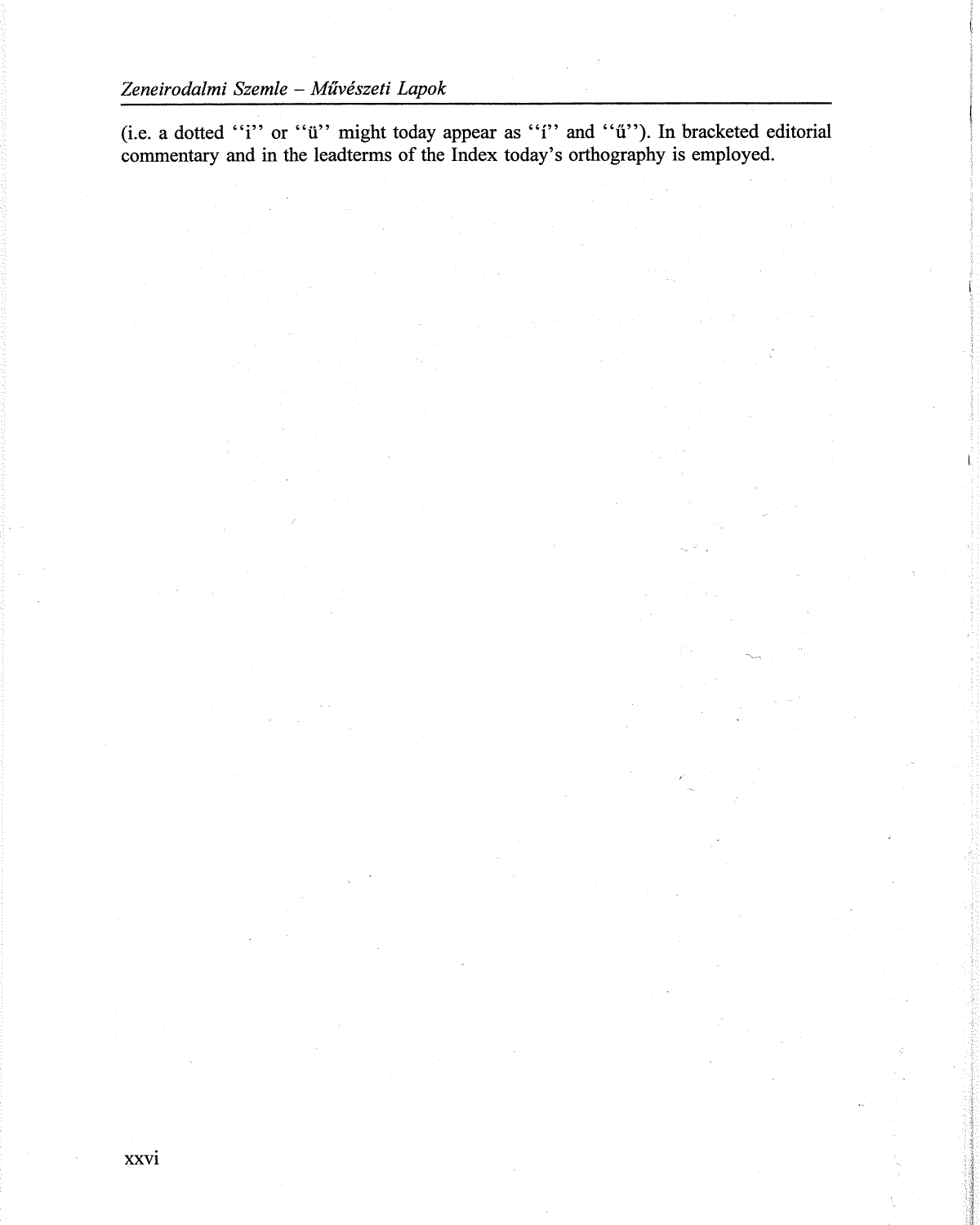(i.e. a dotted ''i'' or ''ü'' might today appear as ''í'' and ''ű''). In bracketed editorial commentary and in the leadterms of the Index today's orthography is employed.